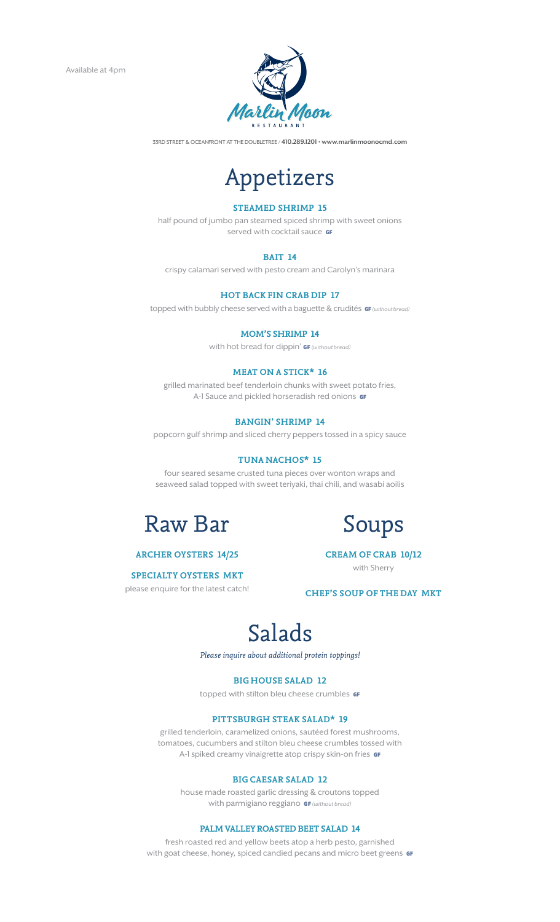Available at 4pm

Marlin Moon RESTAURANT

33RD STREET & OCEANFRONT AT THE DOUBLETREE / **410.289.1201** • **www.marlinmoonocmd.com**

# Appetizers

### STEAMED SHRIMP 15

half pound of jumbo pan steamed spiced shrimp with sweet onions served with cocktail sauce **GF**

### BAIT 14

crispy calamari served with pesto cream and Carolyn's marinara

### HOT BACK FIN CRAB DIP 17

topped with bubbly cheese served with a baguette & crudités **GF** *(without bread)*

### MOM'S SHRIMP 14

with hot bread for dippin' **GF** *(without bread)*

### MEAT ON A STICK* 16

grilled marinated beef tenderloin chunks with sweet potato fries, A-1 Sauce and pickled horseradish red onions **GF**

### BANGIN' SHRIMP 14

popcorn gulf shrimp and sliced cherry peppers tossed in a spicy sauce

### TUNA NACHOS* 15

four seared sesame crusted tuna pieces over wonton wraps and seaweed salad topped with sweet teriyaki, thai chili, and wasabi aoilis

# Raw Bar

### ARCHER OYSTERS 14/25

### SPECIALTY OYSTERS MKT

please enquire for the latest catch!

# Soups

### CREAM OF CRAB 10/12

with Sherry

### CHEF'S SOUP OF THE DAY MKT

# Salads

*Please inquire about additional protein toppings!*

### BIG HOUSE SALAD 12

topped with stilton bleu cheese crumbles **GF**

### PITTSBURGH STEAK SALAD* 19

grilled tenderloin, caramelized onions, sautéed forest mushrooms, tomatoes, cucumbers and stilton bleu cheese crumbles tossed with A-1 spiked creamy vinaigrette atop crispy skin-on fries **GF**

### BIG CAESAR SALAD 12

house made roasted garlic dressing & croutons topped with parmigiano reggiano **GF** *(without bread)*

### PALM VALLEY ROASTED BEET SALAD 14

fresh roasted red and yellow beets atop a herb pesto, garnished with goat cheese, honey, spiced candied pecans and micro beet greens **GF**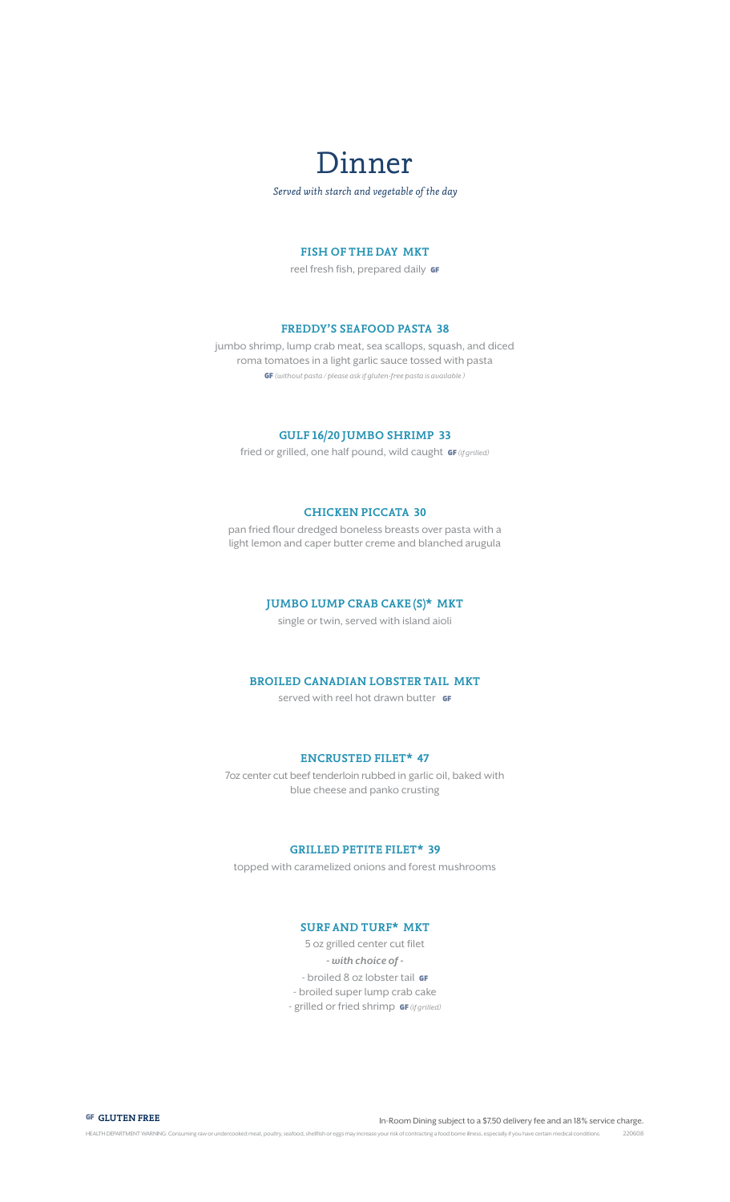# Dinner

*Served with starch and vegetable of the day*

### FISH OF THE DAY MKT

reel fresh fish, prepared daily **GF**

### FREDDY'S SEAFOOD PASTA 38

jumbo shrimp, lump crab meat, sea scallops, squash, and diced roma tomatoes in a light garlic sauce tossed with pasta

**GF** *(without pasta / please ask if gluten-free pasta is available )*

### GULF 16/20 JUMBO SHRIMP 33

fried or grilled, one half pound, wild caught **GF** *(if grilled)*

### CHICKEN PICCATA 30

pan fried flour dredged boneless breasts over pasta with a light lemon and caper butter creme and blanched arugula

### JUMBO LUMP CRAB CAKE (S)* MKT

single or twin, served with island aioli

### BROILED CANADIAN LOBSTER TAIL MKT

served with reel hot drawn butter **GF**

### ENCRUSTED FILET* 47

7oz center cut beef tenderloin rubbed in garlic oil, baked with blue cheese and panko crusting

### GRILLED PETITE FILET* 39

topped with caramelized onions and forest mushrooms

### SURF AND TURF* MKT

5 oz grilled center cut filet

*- with choice of -*

- broiled 8 oz lobster tail **GF**
- broiled super lump crab cake
- grilled or fried shrimp **GF** *(if grilled)*

**GF GLUTEN FREE**

In-Room Dining subject to a $7.50 delivery fee and an 18% service charge.

HEALTH DEPARTMENT WARNING: Consuming raw or undercooked meat, poultry, seafood, shellfish or eggs may increase your risk of contracting a food borne illness, especially if you have certain medical conditions. 220608